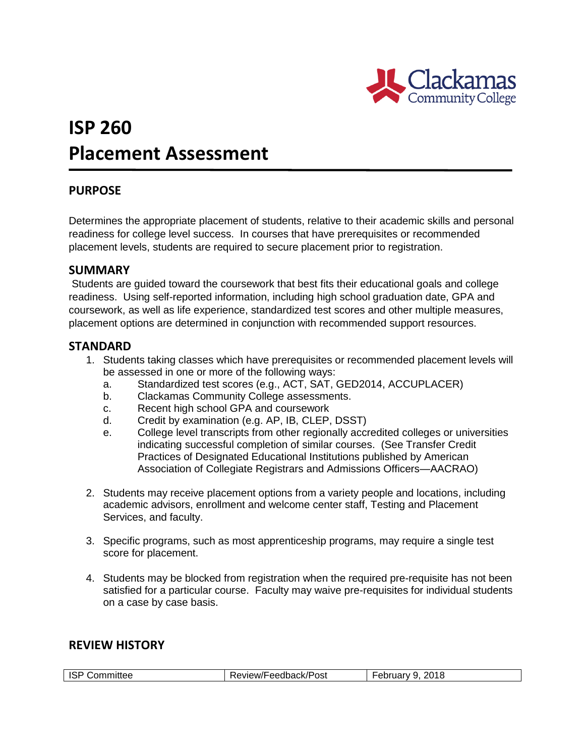# ISP 260
# Placement Assessment

## PURPOSE

Determines the appropriate placement of students, relative to their academic skills and personal readiness for college level success. In courses that have prerequisites or recommended placement levels, students are required to secure placement prior to registration.

## SUMMARY

Students are guided toward the coursework that best fits their educational goals and college readiness. Using self-reported information, including high school graduation date, GPA and coursework, as well as life experience, standardized test scores and other multiple measures, placement options are determined in conjunction with recommended support resources.

## STANDARD

1. Students taking classes which have prerequisites or recommended placement levels will be assessed in one or more of the following ways:
   a. Standardized test scores (e.g., ACT, SAT, GED2014, ACCUPLACER)
   b. Clackamas Community College assessments.
   c. Recent high school GPA and coursework
   d. Credit by examination (e.g. AP, IB, CLEP, DSST)
   e. College level transcripts from other regionally accredited colleges or universities indicating successful completion of similar courses. (See Transfer Credit Practices of Designated Educational Institutions published by American Association of Collegiate Registrars and Admissions Officers—AACRAO)

2. Students may receive placement options from a variety people and locations, including academic advisors, enrollment and welcome center staff, Testing and Placement Services, and faculty.

3. Specific programs, such as most apprenticeship programs, may require a single test score for placement.

4. Students may be blocked from registration when the required pre-requisite has not been satisfied for a particular course. Faculty may waive pre-requisites for individual students on a case by case basis.

## REVIEW HISTORY

| ISP Committee | Review/Feedback/Post | February 9, 2018 |
|---|---|---|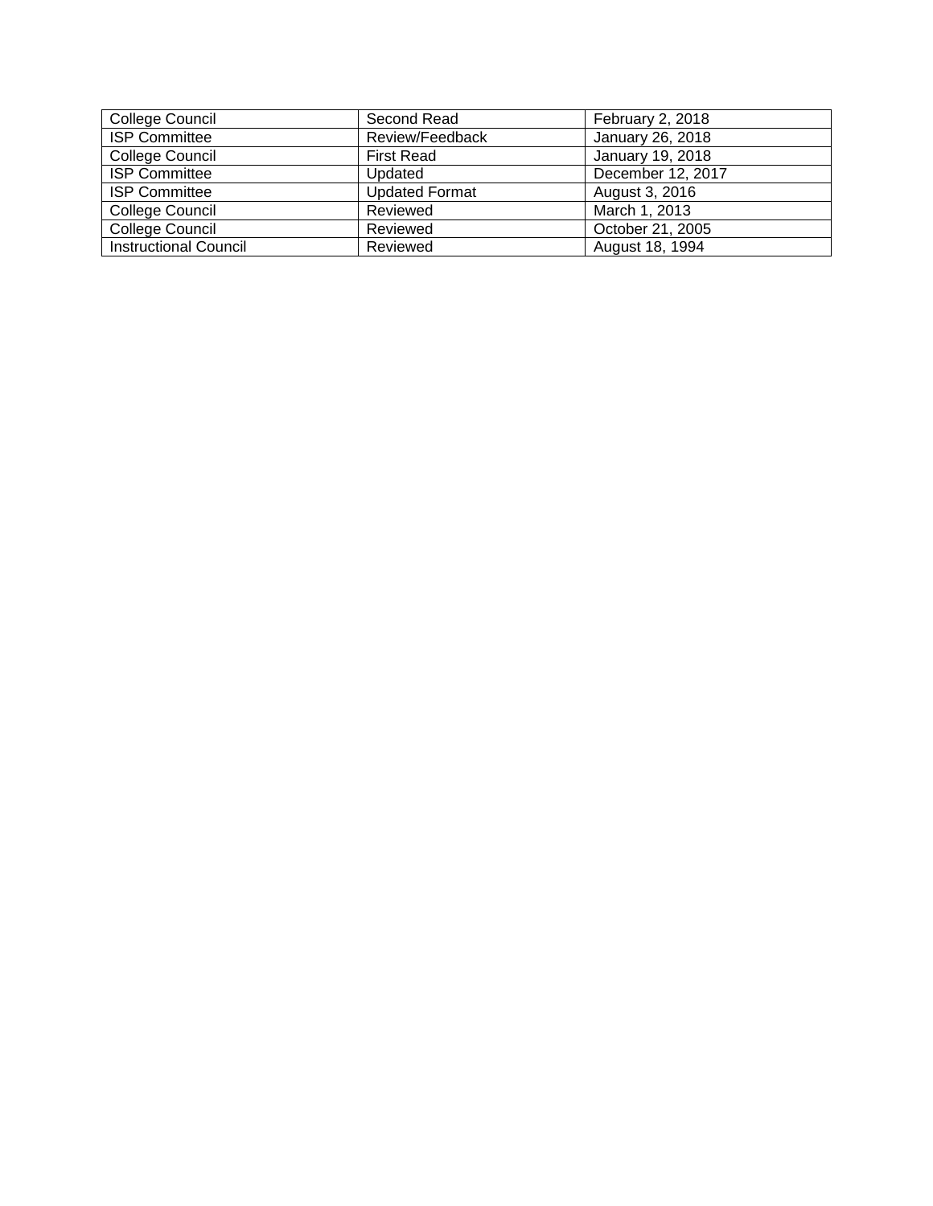| | | |
|---|---|---|
| College Council | Second Read | February 2, 2018 |
| ISP Committee | Review/Feedback | January 26, 2018 |
| College Council | First Read | January 19, 2018 |
| ISP Committee | Updated | December 12, 2017 |
| ISP Committee | Updated Format | August 3, 2016 |
| College Council | Reviewed | March 1, 2013 |
| College Council | Reviewed | October 21, 2005 |
| Instructional Council | Reviewed | August 18, 1994 |